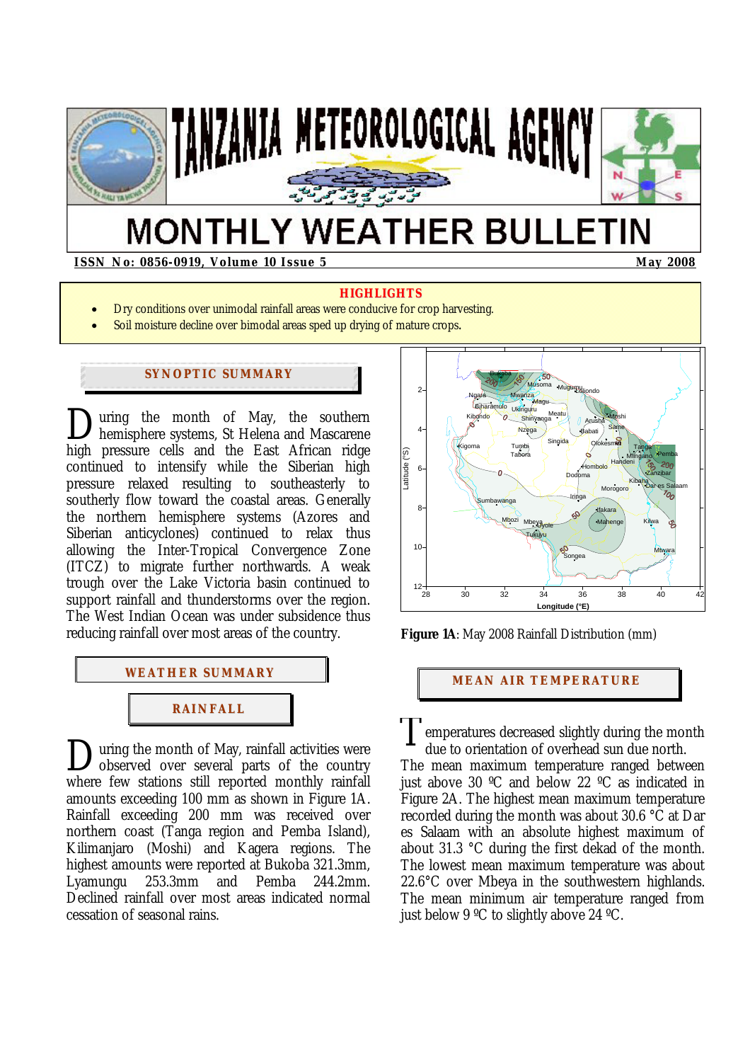# TANZANIA METEOROLOGICAL AGENCY

# MONTHLY WEATHER BULLETIN

**ISSN No: 0856-0919, Volume 10 Issue 5** **May 2008**

### HIGHLIGHTS

- Dry conditions over unimodal rainfall areas were conducive for crop harvesting.
- Soil moisture decline over bimodal areas sped up drying of mature crops.

## SYNOPTIC SUMMARY

During the month of May, the southern hemisphere systems, St Helena and Mascarene high pressure cells and the East African ridge continued to intensify while the Siberian high pressure relaxed resulting to southeasterly flow toward the coastal areas. Generally the northern hemisphere systems (Azores and Siberian anticyclones) continued to relax thus allowing the Inter-Tropical Convergence Zone (ITCZ) to migrate further northwards. A weak trough over the Lake Victoria basin continued to support rainfall and thunderstorms over the region. The West Indian Ocean was under subsidence thus reducing rainfall over most areas of the country.

## WEATHER SUMMARY

### RAINFALL

During the month of May, rainfall activities were observed over several parts of the country where few stations still reported monthly rainfall amounts exceeding 100 mm as shown in Figure 1A. Rainfall exceeding 200 mm was received over northern coast (Tanga region and Pemba Island), Kilimanjaro (Moshi) and Kagera regions. The highest amounts were reported at Bukoba 321.3mm, Lyamungu 253.3mm and Pemba 244.2mm. Declined rainfall over most areas indicated normal cessation of seasonal rains.

**Figure 1A**: May 2008 Rainfall Distribution (mm)

## MEAN AIR TEMPERATURE

Temperatures decreased slightly during the month due to orientation of overhead sun due north. The mean maximum temperature ranged between just above 30 ºC and below 22 ºC as indicated in Figure 2A. The highest mean maximum temperature recorded during the month was about 30.6 °C at Dar es Salaam with an absolute highest maximum of about 31.3 °C during the first dekad of the month. The lowest mean maximum temperature was about 22.6°C over Mbeya in the southwestern highlands. The mean minimum air temperature ranged from just below 9 ºC to slightly above 24 ºC.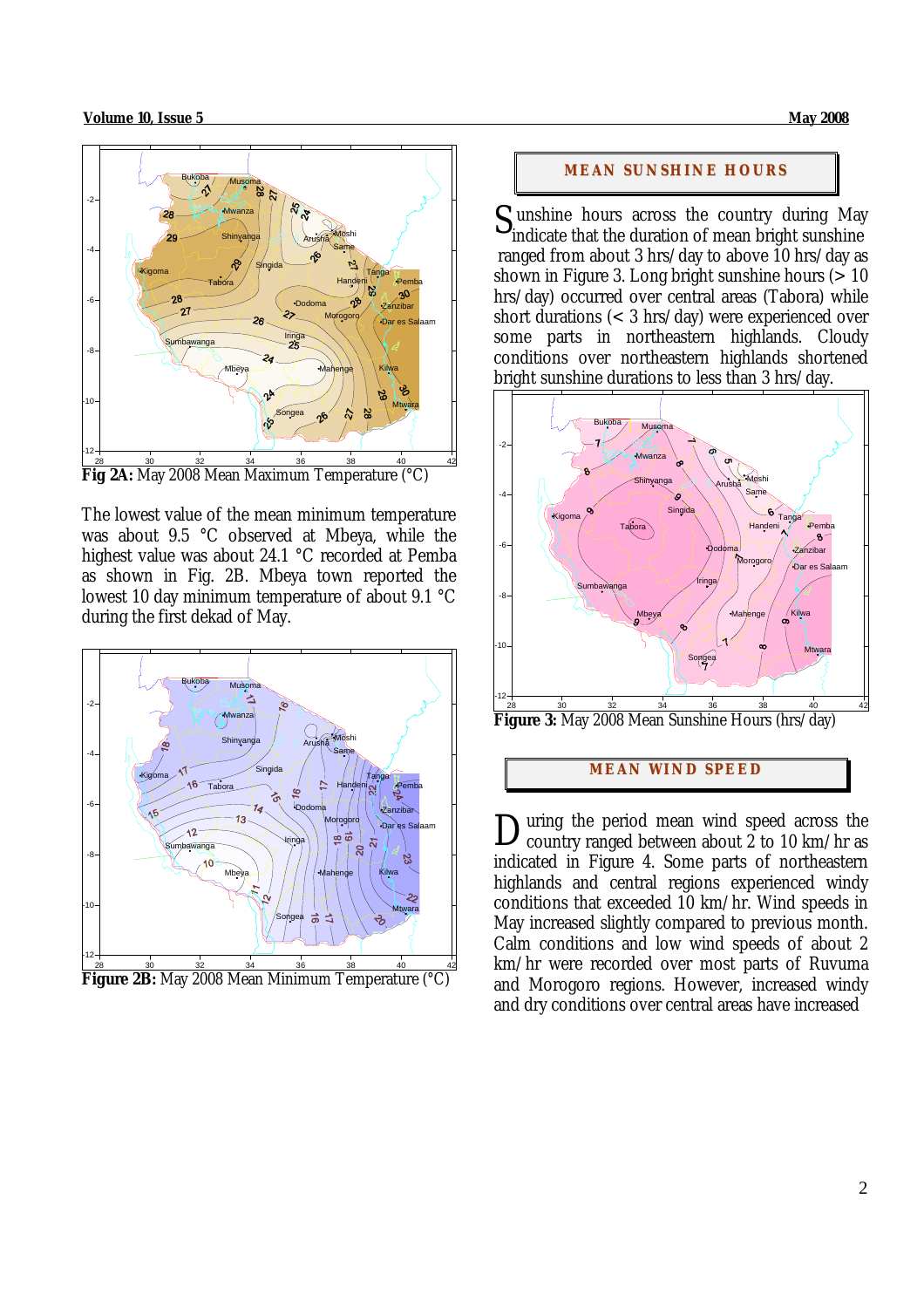Fig 2A: May 2008 Mean Maximum Temperature (°C)

The lowest value of the mean minimum temperature was about 9.5 °C observed at Mbeya, while the highest value was about 24.1 °C recorded at Pemba as shown in Fig. 2B. Mbeya town reported the lowest 10 day minimum temperature of about 9.1 °C during the first dekad of May.

**Figure 2B:** May 2008 Mean Minimum Temperature (°C)

## MEAN SUNSHINE HOURS

Sunshine hours across the country during May indicate that the duration of mean bright sunshine ranged from about 3 hrs/day to above 10 hrs/day as shown in Figure 3. Long bright sunshine hours (> 10 hrs/day) occurred over central areas (Tabora) while short durations (< 3 hrs/day) were experienced over some parts in northeastern highlands. Cloudy conditions over northeastern highlands shortened bright sunshine durations to less than 3 hrs/day.

**Figure 3:** May 2008 Mean Sunshine Hours (hrs/day)

## MEAN WIND SPEED

During the period mean wind speed across the country ranged between about 2 to 10 km/hr as indicated in Figure 4. Some parts of northeastern highlands and central regions experienced windy conditions that exceeded 10 km/hr. Wind speeds in May increased slightly compared to previous month. Calm conditions and low wind speeds of about 2 km/hr were recorded over most parts of Ruvuma and Morogoro regions. However, increased windy and dry conditions over central areas have increased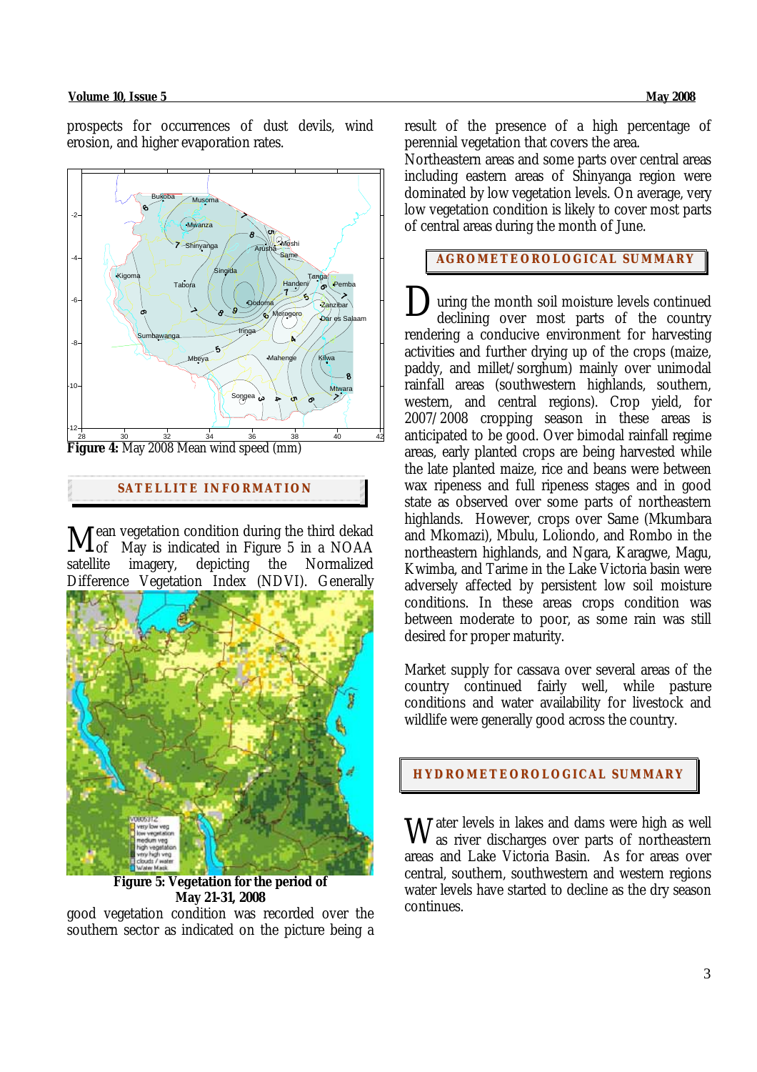prospects for occurrences of dust devils, wind erosion, and higher evaporation rates.

**Figure 4:** May 2008 Mean wind speed (mm)

## SATELLITE INFORMATION

Mean vegetation condition during the third dekad of May is indicated in Figure 5 in a NOAA satellite imagery, depicting the Normalized Difference Vegetation Index (NDVI). Generally good vegetation condition was recorded over the southern sector as indicated on the picture being a result of the presence of a high percentage of perennial vegetation that covers the area.

**Figure 5: Vegetation for the period of May 21-31, 2008**

Northeastern areas and some parts over central areas including eastern areas of Shinyanga region were dominated by low vegetation levels. On average, very low vegetation condition is likely to cover most parts of central areas during the month of June.

## AGROMETEOROLOGICAL SUMMARY

During the month soil moisture levels continued declining over most parts of the country rendering a conducive environment for harvesting activities and further drying up of the crops (maize, paddy, and millet/sorghum) mainly over unimodal rainfall areas (southwestern highlands, southern, western, and central regions). Crop yield, for 2007/2008 cropping season in these areas is anticipated to be good. Over bimodal rainfall regime areas, early planted crops are being harvested while the late planted maize, rice and beans were between wax ripeness and full ripeness stages and in good state as observed over some parts of northeastern highlands. However, crops over Same (Mkumbara and Mkomazi), Mbulu, Loliondo, and Rombo in the northeastern highlands, and Ngara, Karagwe, Magu, Kwimba, and Tarime in the Lake Victoria basin were adversely affected by persistent low soil moisture conditions. In these areas crops condition was between moderate to poor, as some rain was still desired for proper maturity.

Market supply for cassava over several areas of the country continued fairly well, while pasture conditions and water availability for livestock and wildlife were generally good across the country.

## HYDROMETEOROLOGICAL SUMMARY

Water levels in lakes and dams were high as well as river discharges over parts of northeastern areas and Lake Victoria Basin. As for areas over central, southern, southwestern and western regions water levels have started to decline as the dry season continues.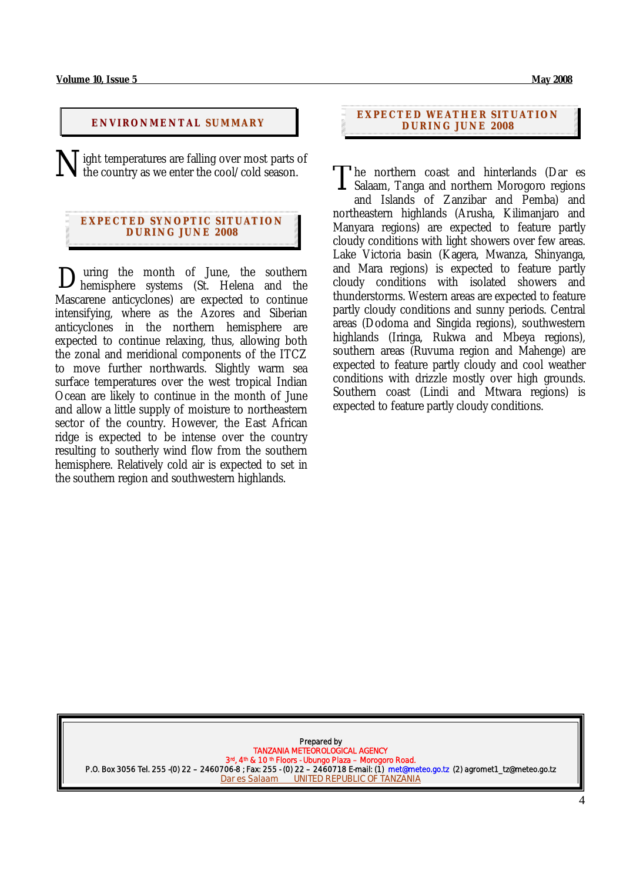## ENVIRONMENTAL SUMMARY

Night temperatures are falling over most parts of the country as we enter the cool/cold season.

## EXPECTED SYNOPTIC SITUATION DURING JUNE 2008

During the month of June, the southern hemisphere systems (St. Helena and the Mascarene anticyclones) are expected to continue intensifying, where as the Azores and Siberian anticyclones in the northern hemisphere are expected to continue relaxing, thus, allowing both the zonal and meridional components of the ITCZ to move further northwards. Slightly warm sea surface temperatures over the west tropical Indian Ocean are likely to continue in the month of June and allow a little supply of moisture to northeastern sector of the country. However, the East African ridge is expected to be intense over the country resulting to southerly wind flow from the southern hemisphere. Relatively cold air is expected to set in the southern region and southwestern highlands.

## EXPECTED WEATHER SITUATION DURING JUNE 2008

The northern coast and hinterlands (Dar es Salaam, Tanga and northern Morogoro regions and Islands of Zanzibar and Pemba) and northeastern highlands (Arusha, Kilimanjaro and Manyara regions) are expected to feature partly cloudy conditions with light showers over few areas. Lake Victoria basin (Kagera, Mwanza, Shinyanga, and Mara regions) is expected to feature partly cloudy conditions with isolated showers and thunderstorms. Western areas are expected to feature partly cloudy conditions and sunny periods. Central areas (Dodoma and Singida regions), southwestern highlands (Iringa, Rukwa and Mbeya regions), southern areas (Ruvuma region and Mahenge) are expected to feature partly cloudy and cool weather conditions with drizzle mostly over high grounds. Southern coast (Lindi and Mtwara regions) is expected to feature partly cloudy conditions.

Prepared by
TANZANIA METEOROLOGICAL AGENCY
3rd, 4th & 10th Floors - Ubungo Plaza – Morogoro Road.
P.O. Box 3056 Tel. 255 -(0) 22 – 2460706-8 ; Fax: 255 - (0) 22 – 2460718 E-mail: (1) met@meteo.go.tz (2) agromet1_tz@meteo.go.tz
Dar es Salaam UNITED REPUBLIC OF TANZANIA